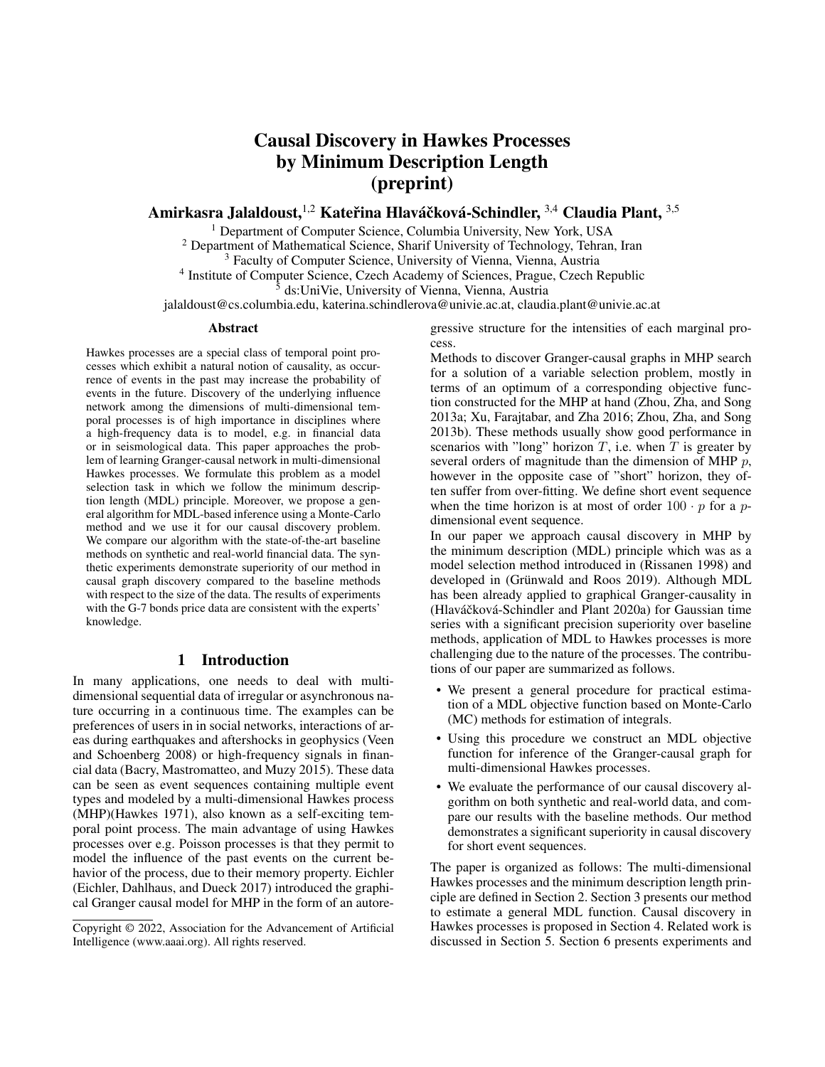# Causal Discovery in Hawkes Processes by Minimum Description Length (preprint)

**Amirkasra Jalaldoust,[1,2] Kateřina Hlaváčková-Schindler, [3,4] Claudia Plant, [3,5]**

[1] Department of Computer Science, Columbia University, New York, USA
[2] Department of Mathematical Science, Sharif University of Technology, Tehran, Iran
[3] Faculty of Computer Science, University of Vienna, Vienna, Austria
[4] Institute of Computer Science, Czech Academy of Sciences, Prague, Czech Republic
[5] ds:UniVie, University of Vienna, Vienna, Austria
jalaldoust@cs.columbia.edu, katerina.schindlerova@univie.ac.at, claudia.plant@univie.ac.at

### Abstract

Hawkes processes are a special class of temporal point processes which exhibit a natural notion of causality, as occurrence of events in the past may increase the probability of events in the future. Discovery of the underlying influence network among the dimensions of multi-dimensional temporal processes is of high importance in disciplines where a high-frequency data is to model, e.g. in financial data or in seismological data. This paper approaches the problem of learning Granger-causal network in multi-dimensional Hawkes processes. We formulate this problem as a model selection task in which we follow the minimum description length (MDL) principle. Moreover, we propose a general algorithm for MDL-based inference using a Monte-Carlo method and we use it for our causal discovery problem. We compare our algorithm with the state-of-the-art baseline methods on synthetic and real-world financial data. The synthetic experiments demonstrate superiority of our method in causal graph discovery compared to the baseline methods with respect to the size of the data. The results of experiments with the G-7 bonds price data are consistent with the experts' knowledge.

## 1 Introduction

In many applications, one needs to deal with multi-dimensional sequential data of irregular or asynchronous nature occurring in a continuous time. The examples can be preferences of users in in social networks, interactions of areas during earthquakes and aftershocks in geophysics (Veen and Schoenberg 2008) or high-frequency signals in financial data (Bacry, Mastromatteo, and Muzy 2015). These data can be seen as event sequences containing multiple event types and modeled by a multi-dimensional Hawkes process (MHP)(Hawkes 1971), also known as a self-exciting temporal point process. The main advantage of using Hawkes processes over e.g. Poisson processes is that they permit to model the influence of the past events on the current behavior of the process, due to their memory property. Eichler (Eichler, Dahlhaus, and Dueck 2017) introduced the graphical Granger causal model for MHP in the form of an autoregressive structure for the intensities of each marginal process.

Methods to discover Granger-causal graphs in MHP search for a solution of a variable selection problem, mostly in terms of an optimum of a corresponding objective function constructed for the MHP at hand (Zhou, Zha, and Song 2013a; Xu, Farajtabar, and Zha 2016; Zhou, Zha, and Song 2013b). These methods usually show good performance in scenarios with "long" horizon $T$, i.e. when $T$ is greater by several orders of magnitude than the dimension of MHP $p$, however in the opposite case of "short" horizon, they often suffer from over-fitting. We define short event sequence when the time horizon is at most of order $100 \cdot p$ for a $p$-dimensional event sequence.

In our paper we approach causal discovery in MHP by the minimum description (MDL) principle which was as a model selection method introduced in (Rissanen 1998) and developed in (Grünwald and Roos 2019). Although MDL has been already applied to graphical Granger-causality in (Hlaváčková-Schindler and Plant 2020a) for Gaussian time series with a significant precision superiority over baseline methods, application of MDL to Hawkes processes is more challenging due to the nature of the processes. The contributions of our paper are summarized as follows.

- We present a general procedure for practical estimation of a MDL objective function based on Monte-Carlo (MC) methods for estimation of integrals.
- Using this procedure we construct an MDL objective function for inference of the Granger-causal graph for multi-dimensional Hawkes processes.
- We evaluate the performance of our causal discovery algorithm on both synthetic and real-world data, and compare our results with the baseline methods. Our method demonstrates a significant superiority in causal discovery for short event sequences.

The paper is organized as follows: The multi-dimensional Hawkes processes and the minimum description length principle are defined in Section 2. Section 3 presents our method to estimate a general MDL function. Causal discovery in Hawkes processes is proposed in Section 4. Related work is discussed in Section 5. Section 6 presents experiments and

Copyright © 2022, Association for the Advancement of Artificial Intelligence (www.aaai.org). All rights reserved.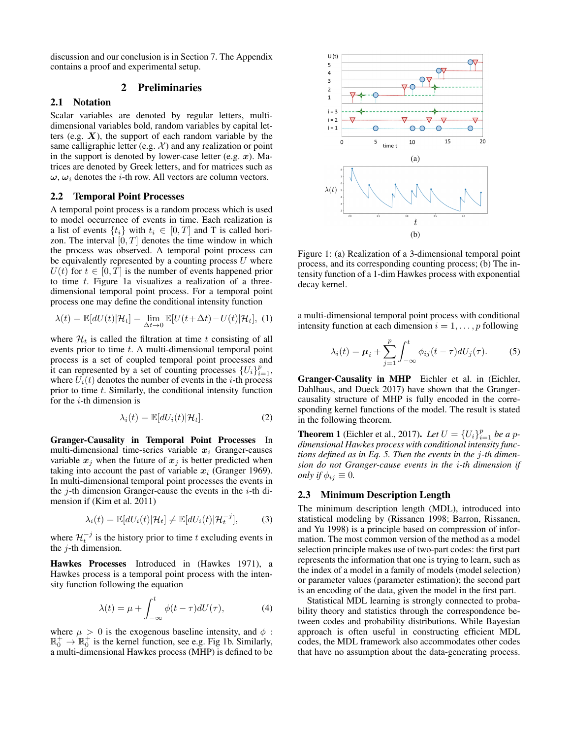discussion and our conclusion is in Section 7. The Appendix contains a proof and experimental setup.

## 2 Preliminaries

### 2.1 Notation

Scalar variables are denoted by regular letters, multi-dimensional variables bold, random variables by capital letters (e.g. $\boldsymbol{X}$), the support of each random variable by the same calligraphic letter (e.g. $\mathcal{X}$) and any realization or point in the support is denoted by lower-case letter (e.g. $\boldsymbol{x}$). Matrices are denoted by Greek letters, and for matrices such as $\boldsymbol{\omega}$, $\boldsymbol{\omega}_i$ denotes the $i$-th row. All vectors are column vectors.

### 2.2 Temporal Point Processes

A temporal point process is a random process which is used to model occurrence of events in time. Each realization is a list of events $\{t_i\}$ with $t_i \in [0, T]$ and T is called horizon. The interval $[0, T]$ denotes the time window in which the process was observed. A temporal point process can be equivalently represented by a counting process $U$ where $U(t)$ for $t \in [0, T]$ is the number of events happened prior to time $t$. Figure 1a visualizes a realization of a three-dimensional temporal point process. For a temporal point process one may define the conditional intensity function

$$\lambda(t) = \mathbb{E}[dU(t)|\mathcal{H}_t] = \lim_{\Delta t \to 0} \mathbb{E}[U(t+\Delta t) - U(t)|\mathcal{H}_t], \quad (1)$$

where $\mathcal{H}_t$ is called the filtration at time $t$ consisting of all events prior to time $t$. A multi-dimensional temporal point process is a set of coupled temporal point processes and it can represented by a set of counting processes $\{U_i\}_{i=1}^p$, where $U_i(t)$ denotes the number of events in the $i$-th process prior to time $t$. Similarly, the conditional intensity function for the $i$-th dimension is

$$\lambda_i(t) = \mathbb{E}[dU_i(t)|\mathcal{H}_t]. \quad (2)$$

**Granger-Causality in Temporal Point Processes** In multi-dimensional time-series variable $\boldsymbol{x}_i$ Granger-causes variable $\boldsymbol{x}_j$ when the future of $\boldsymbol{x}_j$ is better predicted when taking into account the past of variable $\boldsymbol{x}_i$ (Granger 1969). In multi-dimensional temporal point processes the events in the $j$-th dimension Granger-cause the events in the $i$-th dimension if (Kim et al. 2011)

$$\lambda_i(t) = \mathbb{E}[dU_i(t)|\mathcal{H}_t] \neq \mathbb{E}[dU_i(t)|\mathcal{H}_t^{-j}], \quad (3)$$

where $\mathcal{H}_t^{-j}$ is the history prior to time $t$ excluding events in the $j$-th dimension.

**Hawkes Processes** Introduced in (Hawkes 1971), a Hawkes process is a temporal point process with the intensity function following the equation

$$\lambda(t) = \mu + \int_{-\infty}^{t} \phi(t-\tau)dU(\tau), \quad (4)$$

where $\mu > 0$ is the exogenous baseline intensity, and $\phi : \mathbb{R}_0^+ \to \mathbb{R}_0^+$ is the kernel function, see e.g. Fig 1b. Similarly, a multi-dimensional Hawkes process (MHP) is defined to be a multi-dimensional temporal point process with conditional intensity function at each dimension $i = 1, \ldots, p$ following

$$\lambda_i(t) = \boldsymbol{\mu}_i + \sum_{j=1}^{p} \int_{-\infty}^{t} \phi_{ij}(t-\tau)dU_j(\tau). \quad (5)$$

Figure 1: (a) Realization of a 3-dimensional temporal point process, and its corresponding counting process; (b) The intensity function of a 1-dim Hawkes process with exponential decay kernel.

**Granger-Causality in MHP** Eichler et al. in (Eichler, Dahlhaus, and Dueck 2017) have shown that the Granger-causality structure of MHP is fully encoded in the corresponding kernel functions of the model. The result is stated in the following theorem.

**Theorem 1** (Eichler et al., 2017). *Let $U = \{U_i\}_{i=1}^p$ be a $p$-dimensional Hawkes process with conditional intensity functions defined as in Eq. 5. Then the events in the $j$-th dimension do not Granger-cause events in the $i$-th dimension if only if $\phi_{ij} \equiv 0$.*

### 2.3 Minimum Description Length

The minimum description length (MDL), introduced into statistical modeling by (Rissanen 1998; Barron, Rissanen, and Yu 1998) is a principle based on compression of information. The most common version of the method as a model selection principle makes use of two-part codes: the first part represents the information that one is trying to learn, such as the index of a model in a family of models (model selection) or parameter values (parameter estimation); the second part is an encoding of the data, given the model in the first part.

Statistical MDL learning is strongly connected to probability theory and statistics through the correspondence between codes and probability distributions. While Bayesian approach is often useful in constructing efficient MDL codes, the MDL framework also accommodates other codes that have no assumption about the data-generating process.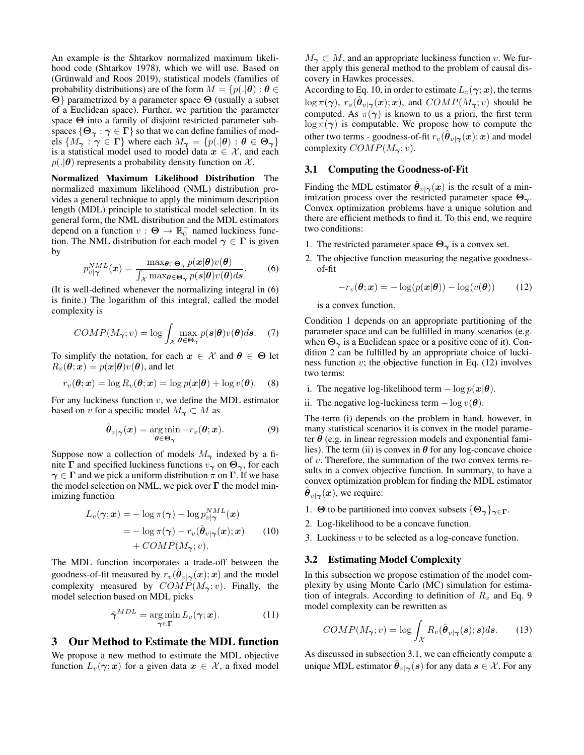An example is the Shtarkov normalized maximum likelihood code (Shtarkov 1978), which we will use. Based on (Grünwald and Roos 2019), statistical models (families of probability distributions) are of the form $M = \{p(.|\boldsymbol{\theta}) : \boldsymbol{\theta} \in \boldsymbol{\Theta}\}$ parametrized by a parameter space $\boldsymbol{\Theta}$ (usually a subset of a Euclidean space). Further, we partition the parameter space $\boldsymbol{\Theta}$ into a family of disjoint restricted parameter subspaces $\{\boldsymbol{\Theta}_{\boldsymbol{\gamma}} : \boldsymbol{\gamma} \in \boldsymbol{\Gamma}\}$ so that we can define families of models $\{M_{\boldsymbol{\gamma}} : \boldsymbol{\gamma} \in \boldsymbol{\Gamma}\}$ where each $M_{\boldsymbol{\gamma}} = \{p(.|\boldsymbol{\theta}) : \boldsymbol{\theta} \in \boldsymbol{\Theta}_{\boldsymbol{\gamma}}\}$ is a statistical model used to model data $\boldsymbol{x} \in \mathcal{X}$, and each $p(.|\boldsymbol{\theta})$ represents a probability density function on $\mathcal{X}$.

**Normalized Maximum Likelihood Distribution** The normalized maximum likelihood (NML) distribution provides a general technique to apply the minimum description length (MDL) principle to statistical model selection. In its general form, the NML distribution and the MDL estimators depend on a function $v : \boldsymbol{\Theta} \to \mathbb{R}_0^+$ named luckiness function. The NML distribution for each model $\boldsymbol{\gamma} \in \boldsymbol{\Gamma}$ is given by

$$p_{v|\boldsymbol{\gamma}}^{NML}(\boldsymbol{x}) = \frac{\max_{\boldsymbol{\theta} \in \boldsymbol{\Theta}_{\boldsymbol{\gamma}}} p(\boldsymbol{x}|\boldsymbol{\theta}) v(\boldsymbol{\theta})}{\int_{\mathcal{X}} \max_{\boldsymbol{\theta} \in \boldsymbol{\Theta}_{\boldsymbol{\gamma}}} p(\boldsymbol{s}|\boldsymbol{\theta}) v(\boldsymbol{\theta}) d\boldsymbol{s}}. \quad (6)$$

(It is well-defined whenever the normalizing integral in (6) is finite.) The logarithm of this integral, called the model complexity is

$$COMP(M_{\boldsymbol{\gamma}}; v) = \log \int_{\mathcal{X}} \max_{\boldsymbol{\theta} \in \boldsymbol{\Theta}_{\boldsymbol{\gamma}}} p(\boldsymbol{s}|\boldsymbol{\theta}) v(\boldsymbol{\theta}) d\boldsymbol{s}. \quad (7)$$

To simplify the notation, for each $\boldsymbol{x} \in \mathcal{X}$ and $\boldsymbol{\theta} \in \boldsymbol{\Theta}$ let $R_v(\boldsymbol{\theta}; \boldsymbol{x}) = p(\boldsymbol{x}|\boldsymbol{\theta}) v(\boldsymbol{\theta})$, and let

$$r_v(\boldsymbol{\theta}; \boldsymbol{x}) = \log R_v(\boldsymbol{\theta}; \boldsymbol{x}) = \log p(\boldsymbol{x}|\boldsymbol{\theta}) + \log v(\boldsymbol{\theta}). \quad (8)$$

For any luckiness function $v$, we define the MDL estimator based on $v$ for a specific model $M_{\boldsymbol{\gamma}} \subset M$ as

$$\hat{\boldsymbol{\theta}}_{v|\boldsymbol{\gamma}}(\boldsymbol{x}) = \underset{\boldsymbol{\theta} \in \boldsymbol{\Theta}_{\boldsymbol{\gamma}}}{\arg\min} -r_v(\boldsymbol{\theta}; \boldsymbol{x}). \quad (9)$$

Suppose now a collection of models $M_{\boldsymbol{\gamma}}$ indexed by a finite $\boldsymbol{\Gamma}$ and specified luckiness functions $v_{\boldsymbol{\gamma}}$ on $\boldsymbol{\Theta}_{\boldsymbol{\gamma}}$, for each $\boldsymbol{\gamma} \in \boldsymbol{\Gamma}$ and we pick a uniform distribution $\pi$ on $\boldsymbol{\Gamma}$. If we base the model selection on NML, we pick over $\boldsymbol{\Gamma}$ the model minimizing function

$$\begin{aligned} L_v(\boldsymbol{\gamma}; \boldsymbol{x}) &= -\log \pi(\boldsymbol{\gamma}) - \log p_{v|\boldsymbol{\gamma}}^{NML}(\boldsymbol{x}) \\ &= -\log \pi(\boldsymbol{\gamma}) - r_v(\hat{\boldsymbol{\theta}}_{v|\boldsymbol{\gamma}}(\boldsymbol{x}); \boldsymbol{x}) \\ &\quad + COMP(M_{\boldsymbol{\gamma}}; v). \end{aligned} \quad (10)$$

The MDL function incorporates a trade-off between the goodness-of-fit measured by $r_v(\hat{\boldsymbol{\theta}}_{v|\boldsymbol{\gamma}}(\boldsymbol{x}); \boldsymbol{x})$ and the model complexity measured by $COMP(M_{\boldsymbol{\gamma}}; v)$. Finally, the model selection based on MDL picks

$$\hat{\boldsymbol{\gamma}}^{MDL} = \underset{\boldsymbol{\gamma} \in \boldsymbol{\Gamma}}{\arg\min} L_v(\boldsymbol{\gamma}; \boldsymbol{x}). \quad (11)$$

## 3 Our Method to Estimate the MDL function

We propose a new method to estimate the MDL objective function $L_v(\boldsymbol{\gamma}; \boldsymbol{x})$ for a given data $\boldsymbol{x} \in \mathcal{X}$, a fixed model $M_{\boldsymbol{\gamma}} \subset M$, and an appropriate luckiness function $v$. We further apply this general method to the problem of causal discovery in Hawkes processes.

According to Eq. 10, in order to estimate $L_v(\boldsymbol{\gamma}; \boldsymbol{x})$, the terms $\log \pi(\boldsymbol{\gamma})$, $r_v(\hat{\boldsymbol{\theta}}_{v|\boldsymbol{\gamma}}(\boldsymbol{x}); \boldsymbol{x})$, and $COMP(M_{\boldsymbol{\gamma}}; v)$ should be computed. As $\pi(\boldsymbol{\gamma})$ is known to us a priori, the first term $\log \pi(\boldsymbol{\gamma})$ is computable. We propose how to compute the other two terms - goodness-of-fit $r_v(\hat{\boldsymbol{\theta}}_{v|\boldsymbol{\gamma}}(\boldsymbol{x}); \boldsymbol{x})$ and model complexity $COMP(M_{\boldsymbol{\gamma}}; v)$.

### 3.1 Computing the Goodness-of-Fit

Finding the MDL estimator $\hat{\boldsymbol{\theta}}_{v|\boldsymbol{\gamma}}(\boldsymbol{x})$ is the result of a minimization process over the restricted parameter space $\boldsymbol{\Theta}_{\boldsymbol{\gamma}}$. Convex optimization problems have a unique solution and there are efficient methods to find it. To this end, we require two conditions:

1. The restricted parameter space $\boldsymbol{\Theta}_{\boldsymbol{\gamma}}$ is a convex set.
2. The objective function measuring the negative goodness-of-fit

$$-r_v(\boldsymbol{\theta}; \boldsymbol{x}) = -\log(p(\boldsymbol{x}|\boldsymbol{\theta})) - \log(v(\boldsymbol{\theta})) \quad (12)$$

is a convex function.

Condition 1 depends on an appropriate partitioning of the parameter space and can be fulfilled in many scenarios (e.g. when $\boldsymbol{\Theta}_{\boldsymbol{\gamma}}$ is a Euclidean space or a positive cone of it). Condition 2 can be fulfilled by an appropriate choice of luckiness function $v$; the objective function in Eq. (12) involves two terms:

i. The negative log-likelihood term $-\log p(\boldsymbol{x}|\boldsymbol{\theta})$.
ii. The negative log-luckiness term $-\log v(\boldsymbol{\theta})$.

The term (i) depends on the problem in hand, however, in many statistical scenarios it is convex in the model parameter $\boldsymbol{\theta}$ (e.g. in linear regression models and exponential families). The term (ii) is convex in $\boldsymbol{\theta}$ for any log-concave choice of $v$. Therefore, the summation of the two convex terms results in a convex objective function. In summary, to have a convex optimization problem for finding the MDL estimator $\hat{\boldsymbol{\theta}}_{v|\boldsymbol{\gamma}}(\boldsymbol{x})$, we require:

1. $\boldsymbol{\Theta}$ to be partitioned into convex subsets $\{\boldsymbol{\Theta}_{\boldsymbol{\gamma}}\}_{\boldsymbol{\gamma} \in \boldsymbol{\Gamma}}$.
2. Log-likelihood to be a concave function.
3. Luckiness $v$ to be selected as a log-concave function.

### 3.2 Estimating Model Complexity

In this subsection we propose estimation of the model complexity by using Monte Carlo (MC) simulation for estimation of integrals. According to definition of $R_v$ and Eq. 9 model complexity can be rewritten as

$$COMP(M_{\boldsymbol{\gamma}}; v) = \log \int_{\mathcal{X}} R_v(\hat{\boldsymbol{\theta}}_{v|\boldsymbol{\gamma}}(\boldsymbol{s}); \boldsymbol{s}) d\boldsymbol{s}. \quad (13)$$

As discussed in subsection 3.1, we can efficiently compute a unique MDL estimator $\hat{\boldsymbol{\theta}}_{v|\boldsymbol{\gamma}}(\boldsymbol{s})$ for any data $\boldsymbol{s} \in \mathcal{X}$. For any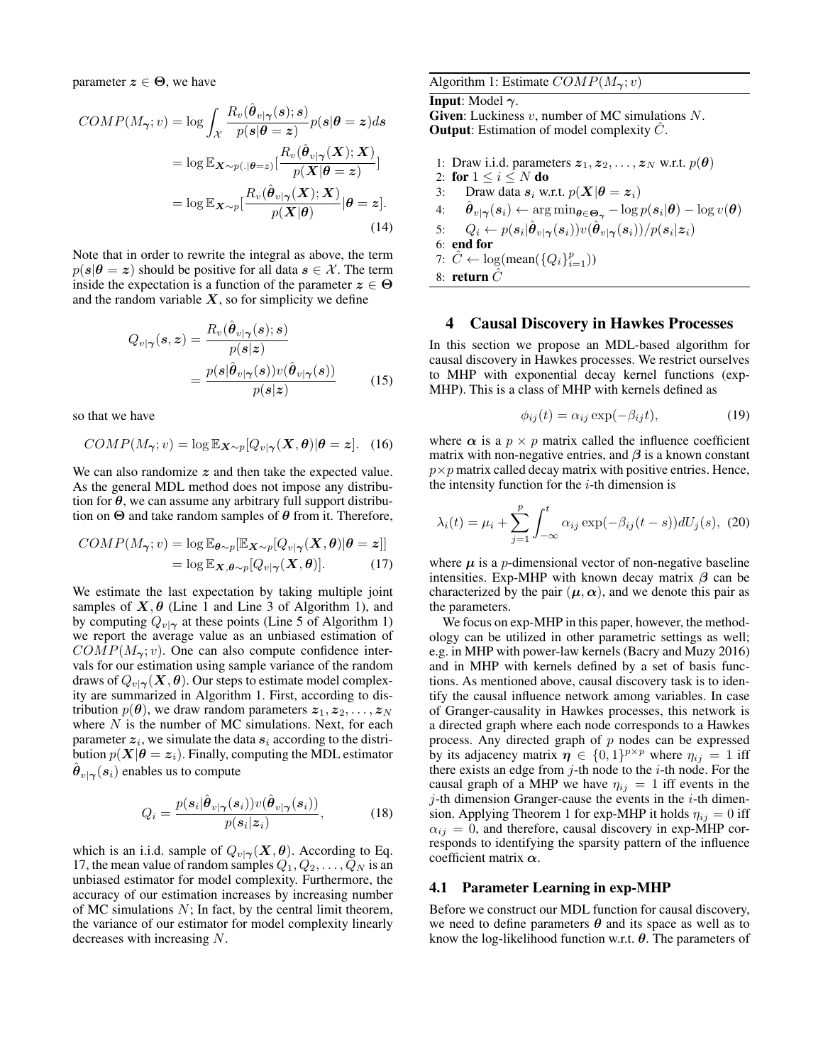parameter $\boldsymbol{z} \in \boldsymbol{\Theta}$, we have

$$
\begin{aligned}
COMP(M_{\boldsymbol{\gamma}}; v) &= \log \int_{\mathcal{X}} \frac{R_v(\hat{\boldsymbol{\theta}}_{v|\boldsymbol{\gamma}}(\boldsymbol{s}); \boldsymbol{s})}{p(\boldsymbol{s}|\boldsymbol{\theta} = \boldsymbol{z})} p(\boldsymbol{s}|\boldsymbol{\theta} = \boldsymbol{z}) d\boldsymbol{s} \\
&= \log \mathbb{E}_{\boldsymbol{X} \sim p(.|\boldsymbol{\theta}=\boldsymbol{z})}[\frac{R_v(\hat{\boldsymbol{\theta}}_{v|\boldsymbol{\gamma}}(\boldsymbol{X}); \boldsymbol{X})}{p(\boldsymbol{X}|\boldsymbol{\theta} = \boldsymbol{z})}] \\
&= \log \mathbb{E}_{\boldsymbol{X} \sim p}[\frac{R_v(\hat{\boldsymbol{\theta}}_{v|\boldsymbol{\gamma}}(\boldsymbol{X}); \boldsymbol{X})}{p(\boldsymbol{X}|\boldsymbol{\theta})} | \boldsymbol{\theta} = \boldsymbol{z}].
\end{aligned} \tag{14}
$$

Note that in order to rewrite the integral as above, the term $p(\boldsymbol{s}|\boldsymbol{\theta} = \boldsymbol{z})$ should be positive for all data $\boldsymbol{s} \in \mathcal{X}$. The term inside the expectation is a function of the parameter $\boldsymbol{z} \in \boldsymbol{\Theta}$ and the random variable $\boldsymbol{X}$, so for simplicity we define

$$
\begin{aligned}
Q_{v|\boldsymbol{\gamma}}(\boldsymbol{s}, \boldsymbol{z}) &= \frac{R_v(\hat{\boldsymbol{\theta}}_{v|\boldsymbol{\gamma}}(\boldsymbol{s}); \boldsymbol{s})}{p(\boldsymbol{s}|\boldsymbol{z})} \\
&= \frac{p(\boldsymbol{s}|\hat{\boldsymbol{\theta}}_{v|\boldsymbol{\gamma}}(\boldsymbol{s})) v(\hat{\boldsymbol{\theta}}_{v|\boldsymbol{\gamma}}(\boldsymbol{s}))}{p(\boldsymbol{s}|\boldsymbol{z})}
\end{aligned} \tag{15}
$$

so that we have

$$
COMP(M_{\boldsymbol{\gamma}}; v) = \log \mathbb{E}_{\boldsymbol{X} \sim p}[Q_{v|\boldsymbol{\gamma}}(\boldsymbol{X}, \boldsymbol{\theta}) | \boldsymbol{\theta} = \boldsymbol{z}]. \tag{16}
$$

We can also randomize $\boldsymbol{z}$ and then take the expected value. As the general MDL method does not impose any distribution for $\boldsymbol{\theta}$, we can assume any arbitrary full support distribution on $\boldsymbol{\Theta}$ and take random samples of $\boldsymbol{\theta}$ from it. Therefore,

$$
\begin{aligned}
COMP(M_{\boldsymbol{\gamma}}; v) &= \log \mathbb{E}_{\boldsymbol{\theta} \sim p}[\mathbb{E}_{\boldsymbol{X} \sim p}[Q_{v|\boldsymbol{\gamma}}(\boldsymbol{X}, \boldsymbol{\theta}) | \boldsymbol{\theta} = \boldsymbol{z}]] \\
&= \log \mathbb{E}_{\boldsymbol{X}, \boldsymbol{\theta} \sim p}[Q_{v|\boldsymbol{\gamma}}(\boldsymbol{X}, \boldsymbol{\theta})].
\end{aligned} \tag{17}
$$

We estimate the last expectation by taking multiple joint samples of $\boldsymbol{X}, \boldsymbol{\theta}$ (Line 1 and Line 3 of Algorithm 1), and by computing $Q_{v|\boldsymbol{\gamma}}$ at these points (Line 5 of Algorithm 1) we report the average value as an unbiased estimation of $COMP(M_{\boldsymbol{\gamma}}; v)$. One can also compute confidence intervals for our estimation using sample variance of the random draws of $Q_{v|\boldsymbol{\gamma}}(\boldsymbol{X}, \boldsymbol{\theta})$. Our steps to estimate model complexity are summarized in Algorithm 1. First, according to distribution $p(\boldsymbol{\theta})$, we draw random parameters $\boldsymbol{z}_1, \boldsymbol{z}_2, \ldots, \boldsymbol{z}_N$ where $N$ is the number of MC simulations. Next, for each parameter $\boldsymbol{z}_i$, we simulate the data $\boldsymbol{s}_i$ according to the distribution $p(\boldsymbol{X}|\boldsymbol{\theta} = \boldsymbol{z}_i)$. Finally, computing the MDL estimator $\hat{\boldsymbol{\theta}}_{v|\boldsymbol{\gamma}}(\boldsymbol{s}_i)$ enables us to compute

$$
Q_i = \frac{p(\boldsymbol{s}_i|\hat{\boldsymbol{\theta}}_{v|\boldsymbol{\gamma}}(\boldsymbol{s}_i)) v(\hat{\boldsymbol{\theta}}_{v|\boldsymbol{\gamma}}(\boldsymbol{s}_i))}{p(\boldsymbol{s}_i|\boldsymbol{z}_i)}, \tag{18}
$$

which is an i.i.d. sample of $Q_{v|\boldsymbol{\gamma}}(\boldsymbol{X}, \boldsymbol{\theta})$. According to Eq. 17, the mean value of random samples $Q_1, Q_2, \ldots, Q_N$ is an unbiased estimator for model complexity. Furthermore, the accuracy of our estimation increases by increasing number of MC simulations $N$; In fact, by the central limit theorem, the variance of our estimator for model complexity linearly decreases with increasing $N$.

---

Algorithm 1: Estimate $COMP(M_{\boldsymbol{\gamma}}; v)$

**Input**: Model $\boldsymbol{\gamma}$.
**Given**: Luckiness $v$, number of MC simulations $N$.
**Output**: Estimation of model complexity $\hat{C}$.

1: Draw i.i.d. parameters $\boldsymbol{z}_1, \boldsymbol{z}_2, \ldots, \boldsymbol{z}_N$ w.r.t. $p(\boldsymbol{\theta})$
2: **for** $1 \leq i \leq N$ **do**
3: Draw data $\boldsymbol{s}_i$ w.r.t. $p(\boldsymbol{X}|\boldsymbol{\theta} = \boldsymbol{z}_i)$
4: $\hat{\boldsymbol{\theta}}_{v|\boldsymbol{\gamma}}(\boldsymbol{s}_i) \leftarrow \arg\min_{\boldsymbol{\theta} \in \boldsymbol{\Theta}_{\boldsymbol{\gamma}}} -\log p(\boldsymbol{s}_i|\boldsymbol{\theta}) - \log v(\boldsymbol{\theta})$
5: $Q_i \leftarrow p(\boldsymbol{s}_i|\hat{\boldsymbol{\theta}}_{v|\boldsymbol{\gamma}}(\boldsymbol{s}_i)) v(\hat{\boldsymbol{\theta}}_{v|\boldsymbol{\gamma}}(\boldsymbol{s}_i)) / p(\boldsymbol{s}_i|\boldsymbol{z}_i)$
6: **end for**
7: $\hat{C} \leftarrow \log(\text{mean}(\{Q_i\}_{i=1}^p))$
8: **return** $\hat{C}$

---

## 4 Causal Discovery in Hawkes Processes

In this section we propose an MDL-based algorithm for causal discovery in Hawkes processes. We restrict ourselves to MHP with exponential decay kernel functions (exp-MHP). This is a class of MHP with kernels defined as

$$
\phi_{ij}(t) = \alpha_{ij} \exp(-\beta_{ij} t), \tag{19}
$$

where $\boldsymbol{\alpha}$ is a $p \times p$ matrix called the influence coefficient matrix with non-negative entries, and $\boldsymbol{\beta}$ is a known constant $p \times p$ matrix called decay matrix with positive entries. Hence, the intensity function for the $i$-th dimension is

$$
\lambda_i(t) = \mu_i + \sum_{j=1}^{p} \int_{-\infty}^{t} \alpha_{ij} \exp(-\beta_{ij}(t - s)) dU_j(s), \tag{20}
$$

where $\boldsymbol{\mu}$ is a $p$-dimensional vector of non-negative baseline intensities. Exp-MHP with known decay matrix $\boldsymbol{\beta}$ can be characterized by the pair $(\boldsymbol{\mu}, \boldsymbol{\alpha})$, and we denote this pair as the parameters.

We focus on exp-MHP in this paper, however, the methodology can be utilized in other parametric settings as well; e.g. in MHP with power-law kernels (Bacry and Muzy 2016) and in MHP with kernels defined by a set of basis functions. As mentioned above, causal discovery task is to identify the causal influence network among variables. In case of Granger-causality in Hawkes processes, this network is a directed graph where each node corresponds to a Hawkes process. Any directed graph of $p$ nodes can be expressed by its adjacency matrix $\boldsymbol{\eta} \in \{0, 1\}^{p \times p}$ where $\eta_{ij} = 1$ iff there exists an edge from $j$-th node to the $i$-th node. For the causal graph of a MHP we have $\eta_{ij} = 1$ iff events in the $j$-th dimension Granger-cause the events in the $i$-th dimension. Applying Theorem 1 for exp-MHP it holds $\eta_{ij} = 0$ iff $\alpha_{ij} = 0$, and therefore, causal discovery in exp-MHP corresponds to identifying the sparsity pattern of the influence coefficient matrix $\boldsymbol{\alpha}$.

### 4.1 Parameter Learning in exp-MHP

Before we construct our MDL function for causal discovery, we need to define parameters $\boldsymbol{\theta}$ and its space as well as to know the log-likelihood function w.r.t. $\boldsymbol{\theta}$. The parameters of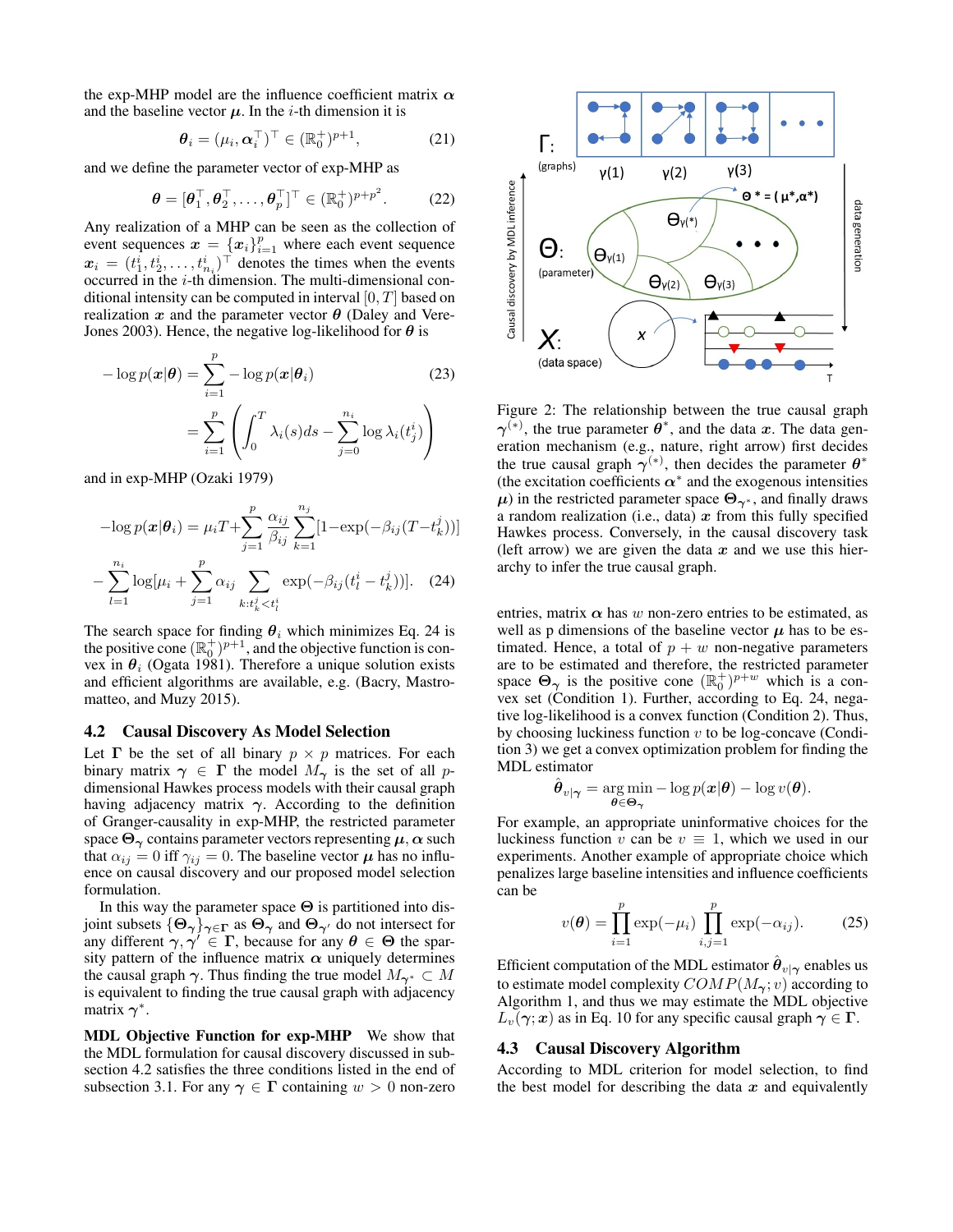the exp-MHP model are the influence coefficient matrix $\boldsymbol{\alpha}$ and the baseline vector $\boldsymbol{\mu}$. In the $i$-th dimension it is

$$\boldsymbol{\theta}_i = (\mu_i, \boldsymbol{\alpha}_i^\top)^\top \in (\mathbb{R}_0^+)^{p+1}, \tag{21}$$

and we define the parameter vector of exp-MHP as

$$\boldsymbol{\theta} = [\boldsymbol{\theta}_1^\top, \boldsymbol{\theta}_2^\top, \ldots, \boldsymbol{\theta}_p^\top]^\top \in (\mathbb{R}_0^+)^{p+p^2}. \tag{22}$$

Any realization of a MHP can be seen as the collection of event sequences $\boldsymbol{x} = \{\boldsymbol{x}_i\}_{i=1}^p$ where each event sequence $\boldsymbol{x}_i = (t_1^i, t_2^i, \ldots, t_{n_i}^i)^\top$ denotes the times when the events occurred in the $i$-th dimension. The multi-dimensional conditional intensity can be computed in interval $[0, T]$ based on realization $\boldsymbol{x}$ and the parameter vector $\boldsymbol{\theta}$ (Daley and Vere-Jones 2003). Hence, the negative log-likelihood for $\boldsymbol{\theta}$ is

$$
\begin{aligned}
-\log p(\boldsymbol{x}|\boldsymbol{\theta}) &= \sum_{i=1}^{p} -\log p(\boldsymbol{x}|\boldsymbol{\theta}_i) \qquad (23)\\
&= \sum_{i=1}^{p} \left( \int_0^T \lambda_i(s) ds - \sum_{j=0}^{n_i} \log \lambda_i(t_j^i) \right)
\end{aligned}
$$

and in exp-MHP (Ozaki 1979)

$$
\begin{aligned}
-\log p(\boldsymbol{x}|\boldsymbol{\theta}_i) = \mu_i T + \sum_{j=1}^{p} \frac{\alpha_{ij}}{\beta_{ij}} \sum_{k=1}^{n_j} [1 - \exp(-\beta_{ij}(T - t_k^j))] \\
- \sum_{l=1}^{n_i} \log[\mu_i + \sum_{j=1}^{p} \alpha_{ij} \sum_{k: t_k^j < t_l^i} \exp(-\beta_{ij}(t_l^i - t_k^j))]. \quad (24)
\end{aligned}
$$

The search space for finding $\boldsymbol{\theta}_i$ which minimizes Eq. 24 is the positive cone $(\mathbb{R}_0^+)^{p+1}$, and the objective function is convex in $\boldsymbol{\theta}_i$ (Ogata 1981). Therefore a unique solution exists and efficient algorithms are available, e.g. (Bacry, Mastromatteo, and Muzy 2015).

### 4.2 Causal Discovery As Model Selection

Let $\boldsymbol{\Gamma}$ be the set of all binary $p \times p$ matrices. For each binary matrix $\boldsymbol{\gamma} \in \boldsymbol{\Gamma}$ the model $M_{\boldsymbol{\gamma}}$ is the set of all $p$-dimensional Hawkes process models with their causal graph having adjacency matrix $\boldsymbol{\gamma}$. According to the definition of Granger-causality in exp-MHP, the restricted parameter space $\boldsymbol{\Theta}_{\boldsymbol{\gamma}}$ contains parameter vectors representing $\boldsymbol{\mu}, \boldsymbol{\alpha}$ such that $\alpha_{ij} = 0$ iff $\gamma_{ij} = 0$. The baseline vector $\boldsymbol{\mu}$ has no influence on causal discovery and our proposed model selection formulation.

In this way the parameter space $\boldsymbol{\Theta}$ is partitioned into disjoint subsets $\{\boldsymbol{\Theta}_{\boldsymbol{\gamma}}\}_{\boldsymbol{\gamma} \in \boldsymbol{\Gamma}}$ as $\boldsymbol{\Theta}_{\boldsymbol{\gamma}}$ and $\boldsymbol{\Theta}_{\boldsymbol{\gamma}'}$ do not intersect for any different $\boldsymbol{\gamma}, \boldsymbol{\gamma}' \in \boldsymbol{\Gamma}$, because for any $\boldsymbol{\theta} \in \boldsymbol{\Theta}$ the sparsity pattern of the influence matrix $\boldsymbol{\alpha}$ uniquely determines the causal graph $\boldsymbol{\gamma}$. Thus finding the true model $M_{\boldsymbol{\gamma}^*} \subset M$ is equivalent to finding the true causal graph with adjacency matrix $\boldsymbol{\gamma}^*$.

**MDL Objective Function for exp-MHP** We show that the MDL formulation for causal discovery discussed in subsection 4.2 satisfies the three conditions listed in the end of subsection 3.1. For any $\boldsymbol{\gamma} \in \boldsymbol{\Gamma}$ containing $w > 0$ non-zero entries, matrix $\boldsymbol{\alpha}$ has $w$ non-zero entries to be estimated, as well as p dimensions of the baseline vector $\boldsymbol{\mu}$ has to be estimated. Hence, a total of $p + w$ non-negative parameters are to be estimated and therefore, the restricted parameter space $\boldsymbol{\Theta}_{\boldsymbol{\gamma}}$ is the positive cone $(\mathbb{R}_0^+)^{p+w}$ which is a convex set (Condition 1). Further, according to Eq. 24, negative log-likelihood is a convex function (Condition 2). Thus, by choosing luckiness function $v$ to be log-concave (Condition 3) we get a convex optimization problem for finding the MDL estimator

$$\hat{\boldsymbol{\theta}}_{v|\boldsymbol{\gamma}} = \underset{\boldsymbol{\theta} \in \boldsymbol{\Theta}_{\boldsymbol{\gamma}}}{\arg\min} -\log p(\boldsymbol{x}|\boldsymbol{\theta}) - \log v(\boldsymbol{\theta}).$$

For example, an appropriate uninformative choices for the luckiness function $v$ can be $v \equiv 1$, which we used in our experiments. Another example of appropriate choice which penalizes large baseline intensities and influence coefficients can be

$$v(\boldsymbol{\theta}) = \prod_{i=1}^{p} \exp(-\mu_i) \prod_{i,j=1}^{p} \exp(-\alpha_{ij}). \tag{25}$$

Efficient computation of the MDL estimator $\hat{\boldsymbol{\theta}}_{v|\boldsymbol{\gamma}}$ enables us to estimate model complexity $COMP(M_{\boldsymbol{\gamma}}; v)$ according to Algorithm 1, and thus we may estimate the MDL objective $L_v(\boldsymbol{\gamma}; \boldsymbol{x})$ as in Eq. 10 for any specific causal graph $\boldsymbol{\gamma} \in \boldsymbol{\Gamma}$.

Figure 2: The relationship between the true causal graph $\boldsymbol{\gamma}^{(*)}$, the true parameter $\boldsymbol{\theta}^*$, and the data $\boldsymbol{x}$. The data generation mechanism (e.g., nature, right arrow) first decides the true causal graph $\boldsymbol{\gamma}^{(*)}$, then decides the parameter $\boldsymbol{\theta}^*$ (the excitation coefficients $\boldsymbol{\alpha}^*$ and the exogenous intensities $\boldsymbol{\mu}$) in the restricted parameter space $\boldsymbol{\Theta}_{\boldsymbol{\gamma}^*}$, and finally draws a random realization (i.e., data) $\boldsymbol{x}$ from this fully specified Hawkes process. Conversely, in the causal discovery task (left arrow) we are given the data $\boldsymbol{x}$ and we use this hierarchy to infer the true causal graph.

### 4.3 Causal Discovery Algorithm

According to MDL criterion for model selection, to find the best model for describing the data $\boldsymbol{x}$ and equivalently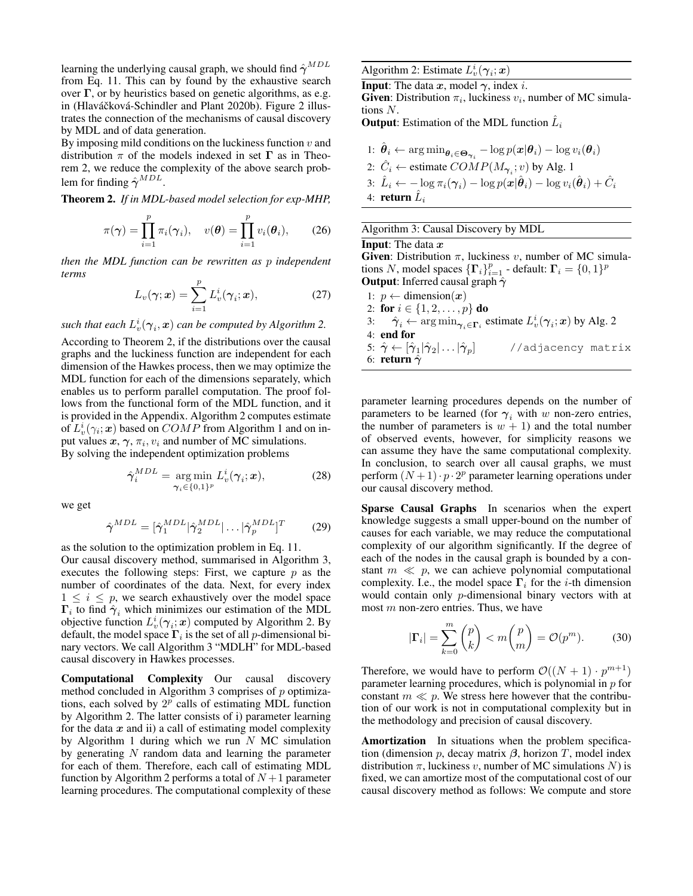learning the underlying causal graph, we should find $\hat{\gamma}^{MDL}$ from Eq. 11. This can by found by the exhaustive search over $\Gamma$, or by heuristics based on genetic algorithms, as e.g. in (Hlaváčková-Schindler and Plant 2020b). Figure 2 illustrates the connection of the mechanisms of causal discovery by MDL and of data generation.

By imposing mild conditions on the luckiness function $v$ and distribution $\pi$ of the models indexed in set $\Gamma$ as in Theorem 2, we reduce the complexity of the above search problem for finding $\hat{\gamma}^{MDL}$.

**Theorem 2.** *If in MDL-based model selection for exp-MHP,*

$$\pi(\gamma) = \prod_{i=1}^{p} \pi_i(\gamma_i), \quad v(\theta) = \prod_{i=1}^{p} v_i(\theta_i), \tag{26}$$

*then the MDL function can be rewritten as p independent terms*

$$L_v(\gamma; x) = \sum_{i=1}^{p} L_v^i(\gamma_i; x), \tag{27}$$

*such that each $L_v^i(\gamma_i, x)$ can be computed by Algorithm 2.*

According to Theorem 2, if the distributions over the causal graphs and the luckiness function are independent for each dimension of the Hawkes process, then we may optimize the MDL function for each of the dimensions separately, which enables us to perform parallel computation. The proof follows from the functional form of the MDL function, and it is provided in the Appendix. Algorithm 2 computes estimate of $L_v^i(\gamma_i; x)$ based on $COMP$ from Algorithm 1 and on input values $x$, $\gamma$, $\pi_i$, $v_i$ and number of MC simulations.

By solving the independent optimization problems

$$\hat{\gamma}_i^{MDL} = \arg\min_{\gamma_i \in \{0,1\}^p} L_v^i(\gamma_i; x), \tag{28}$$

we get

$$\hat{\gamma}^{MDL} = [\hat{\gamma}_1^{MDL} | \hat{\gamma}_2^{MDL} | \dots | \hat{\gamma}_p^{MDL}]^T \tag{29}$$

as the solution to the optimization problem in Eq. 11.

Our causal discovery method, summarised in Algorithm 3, executes the following steps: First, we capture $p$ as the number of coordinates of the data. Next, for every index $1 \leq i \leq p$, we search exhaustively over the model space $\Gamma_i$ to find $\hat{\gamma}_i$ which minimizes our estimation of the MDL objective function $L_v^i(\gamma_i; x)$ computed by Algorithm 2. By default, the model space $\Gamma_i$ is the set of all $p$-dimensional binary vectors. We call Algorithm 3 "MDLH" for MDL-based causal discovery in Hawkes processes.

**Computational Complexity** Our causal discovery method concluded in Algorithm 3 comprises of $p$ optimizations, each solved by $2^p$ calls of estimating MDL function by Algorithm 2. The latter consists of i) parameter learning for the data $x$ and ii) a call of estimating model complexity by Algorithm 1 during which we run $N$ MC simulation by generating $N$ random data and learning the parameter for each of them. Therefore, each call of estimating MDL function by Algorithm 2 performs a total of $N+1$ parameter learning procedures. The computational complexity of these

**Algorithm 2: Estimate $L_v^i(\gamma_i; x)$**

**Input**: The data $x$, model $\gamma$, index $i$.
**Given**: Distribution $\pi_i$, luckiness $v_i$, number of MC simulations $N$.
**Output**: Estimation of the MDL function $\hat{L}_i$

1: $\hat{\theta}_i \leftarrow \arg\min_{\theta_i \in \Theta_{\gamma_i}} -\log p(x|\theta_i) - \log v_i(\theta_i)$
2: $\hat{C}_i \leftarrow$ estimate $COMP(M_{\gamma_i}; v)$ by Alg. 1
3: $\hat{L}_i \leftarrow -\log \pi_i(\gamma_i) - \log p(x|\hat{\theta}_i) - \log v_i(\hat{\theta}_i) + \hat{C}_i$
4: **return** $\hat{L}_i$

**Algorithm 3: Causal Discovery by MDL**

**Input**: The data $x$
**Given**: Distribution $\pi$, luckiness $v$, number of MC simulations $N$, model spaces $\{\Gamma_i\}_{i=1}^p$ - default: $\Gamma_i = \{0,1\}^p$
**Output**: Inferred causal graph $\hat{\gamma}$

1: $p \leftarrow$ dimension($x$)
2: **for** $i \in \{1, 2, \dots, p\}$ **do**
3: $\quad\hat{\gamma}_i \leftarrow \arg\min_{\gamma_i \in \Gamma_i}$ estimate $L_v^i(\gamma_i; x)$ by Alg. 2
4: **end for**
5: $\hat{\gamma} \leftarrow [\hat{\gamma}_1 | \hat{\gamma}_2 | \dots | \hat{\gamma}_p]$ //adjacency matrix
6: **return** $\hat{\gamma}$

parameter learning procedures depends on the number of parameters to be learned (for $\gamma_i$ with $w$ non-zero entries, the number of parameters is $w+1$) and the total number of observed events, however, for simplicity reasons we can assume they have the same computational complexity. In conclusion, to search over all causal graphs, we must perform $(N+1) \cdot p \cdot 2^p$ parameter learning operations under our causal discovery method.

**Sparse Causal Graphs** In scenarios when the expert knowledge suggests a small upper-bound on the number of causes for each variable, we may reduce the computational complexity of our algorithm significantly. If the degree of each of the nodes in the causal graph is bounded by a constant $m \ll p$, we can achieve polynomial computational complexity. I.e., the model space $\Gamma_i$ for the $i$-th dimension would contain only $p$-dimensional binary vectors with at most $m$ non-zero entries. Thus, we have

$$|\Gamma_i| = \sum_{k=0}^{m} \binom{p}{k} < m \binom{p}{m} = \mathcal{O}(p^m). \tag{30}$$

Therefore, we would have to perform $\mathcal{O}((N+1) \cdot p^{m+1})$ parameter learning procedures, which is polynomial in $p$ for constant $m \ll p$. We stress here however that the contribution of our work is not in computational complexity but in the methodology and precision of causal discovery.

**Amortization** In situations when the problem specification (dimension $p$, decay matrix $\beta$, horizon $T$, model index distribution $\pi$, luckiness $v$, number of MC simulations $N$) is fixed, we can amortize most of the computational cost of our causal discovery method as follows: We compute and store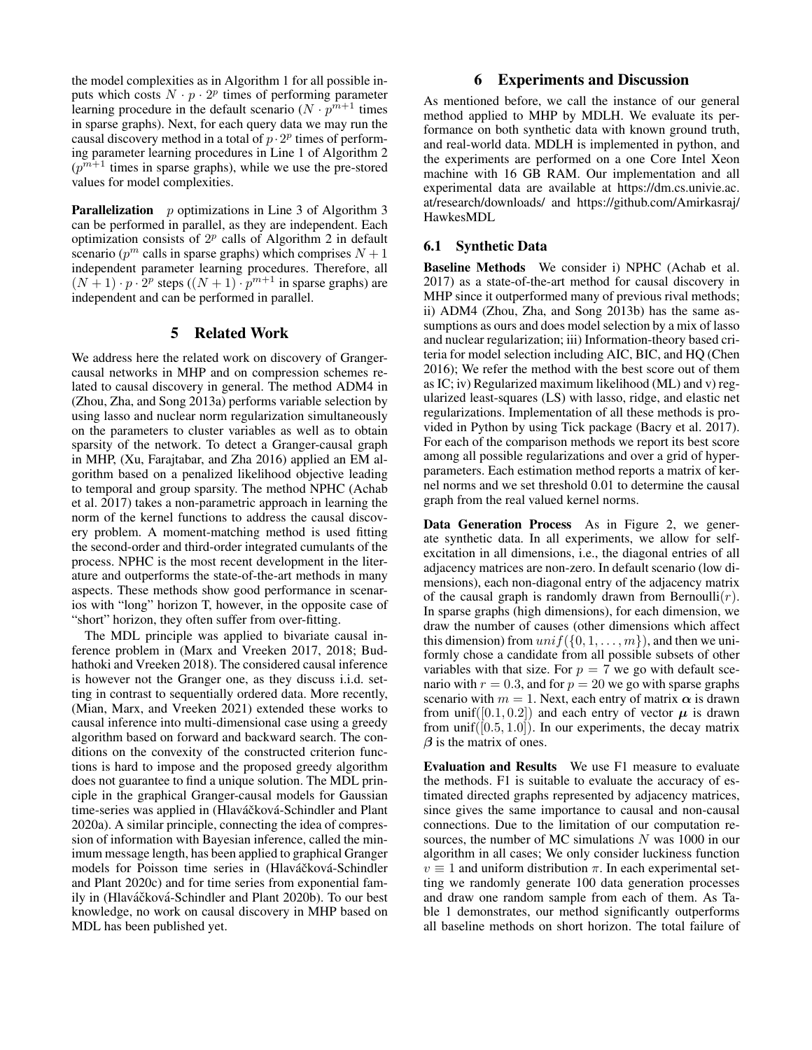the model complexities as in Algorithm 1 for all possible inputs which costs $N \cdot p \cdot 2^p$ times of performing parameter learning procedure in the default scenario ($N \cdot p^{m+1}$ times in sparse graphs). Next, for each query data we may run the causal discovery method in a total of $p \cdot 2^p$ times of performing parameter learning procedures in Line 1 of Algorithm 2 ($p^{m+1}$ times in sparse graphs), while we use the pre-stored values for model complexities.

**Parallelization** $p$ optimizations in Line 3 of Algorithm 3 can be performed in parallel, as they are independent. Each optimization consists of $2^p$ calls of Algorithm 2 in default scenario ($p^m$ calls in sparse graphs) which comprises $N + 1$ independent parameter learning procedures. Therefore, all $(N + 1) \cdot p \cdot 2^p$ steps ($(N + 1) \cdot p^{m+1}$ in sparse graphs) are independent and can be performed in parallel.

# 5 Related Work

We address here the related work on discovery of Granger-causal networks in MHP and on compression schemes related to causal discovery in general. The method ADM4 in (Zhou, Zha, and Song 2013a) performs variable selection by using lasso and nuclear norm regularization simultaneously on the parameters to cluster variables as well as to obtain sparsity of the network. To detect a Granger-causal graph in MHP, (Xu, Farajtabar, and Zha 2016) applied an EM algorithm based on a penalized likelihood objective leading to temporal and group sparsity. The method NPHC (Achab et al. 2017) takes a non-parametric approach in learning the norm of the kernel functions to address the causal discovery problem. A moment-matching method is used fitting the second-order and third-order integrated cumulants of the process. NPHC is the most recent development in the literature and outperforms the state-of-the-art methods in many aspects. These methods show good performance in scenarios with "long" horizon T, however, in the opposite case of "short" horizon, they often suffer from over-fitting.

The MDL principle was applied to bivariate causal inference problem in (Marx and Vreeken 2017, 2018; Budhathoki and Vreeken 2018). The considered causal inference is however not the Granger one, as they discuss i.i.d. setting in contrast to sequentially ordered data. More recently, (Mian, Marx, and Vreeken 2021) extended these works to causal inference into multi-dimensional case using a greedy algorithm based on forward and backward search. The conditions on the convexity of the constructed criterion functions is hard to impose and the proposed greedy algorithm does not guarantee to find a unique solution. The MDL principle in the graphical Granger-causal models for Gaussian time-series was applied in (Hlaváčková-Schindler and Plant 2020a). A similar principle, connecting the idea of compression of information with Bayesian inference, called the minimum message length, has been applied to graphical Granger models for Poisson time series in (Hlaváčková-Schindler and Plant 2020c) and for time series from exponential family in (Hlaváčková-Schindler and Plant 2020b). To our best knowledge, no work on causal discovery in MHP based on MDL has been published yet.

# 6 Experiments and Discussion

As mentioned before, we call the instance of our general method applied to MHP by MDLH. We evaluate its performance on both synthetic data with known ground truth, and real-world data. MDLH is implemented in python, and the experiments are performed on a one Core Intel Xeon machine with 16 GB RAM. Our implementation and all experimental data are available at https://dm.cs.univie.ac.at/research/downloads/ and https://github.com/Amirkasraj/HawkesMDL

## 6.1 Synthetic Data

**Baseline Methods** We consider i) NPHC (Achab et al. 2017) as a state-of-the-art method for causal discovery in MHP since it outperformed many of previous rival methods; ii) ADM4 (Zhou, Zha, and Song 2013b) has the same assumptions as ours and does model selection by a mix of lasso and nuclear regularization; iii) Information-theory based criteria for model selection including AIC, BIC, and HQ (Chen 2016); We refer the method with the best score out of them as IC; iv) Regularized maximum likelihood (ML) and v) regularized least-squares (LS) with lasso, ridge, and elastic net regularizations. Implementation of all these methods is provided in Python by using Tick package (Bacry et al. 2017). For each of the comparison methods we report its best score among all possible regularizations and over a grid of hyperparameters. Each estimation method reports a matrix of kernel norms and we set threshold 0.01 to determine the causal graph from the real valued kernel norms.

**Data Generation Process** As in Figure 2, we generate synthetic data. In all experiments, we allow for self-excitation in all dimensions, i.e., the diagonal entries of all adjacency matrices are non-zero. In default scenario (low dimensions), each non-diagonal entry of the adjacency matrix of the causal graph is randomly drawn from Bernoulli($r$). In sparse graphs (high dimensions), for each dimension, we draw the number of causes (other dimensions which affect this dimension) from $unif(\{0, 1, \ldots, m\})$, and then we uniformly chose a candidate from all possible subsets of other variables with that size. For $p = 7$ we go with default scenario with $r = 0.3$, and for $p = 20$ we go with sparse graphs scenario with $m = 1$. Next, each entry of matrix $\boldsymbol{\alpha}$ is drawn from unif($[0.1, 0.2]$) and each entry of vector $\boldsymbol{\mu}$ is drawn from unif($[0.5, 1.0]$). In our experiments, the decay matrix $\boldsymbol{\beta}$ is the matrix of ones.

**Evaluation and Results** We use F1 measure to evaluate the methods. F1 is suitable to evaluate the accuracy of estimated directed graphs represented by adjacency matrices, since gives the same importance to causal and non-causal connections. Due to the limitation of our computation resources, the number of MC simulations $N$ was 1000 in our algorithm in all cases; We only consider luckiness function $v \equiv 1$ and uniform distribution $\pi$. In each experimental setting we randomly generate 100 data generation processes and draw one random sample from each of them. As Table 1 demonstrates, our method significantly outperforms all baseline methods on short horizon. The total failure of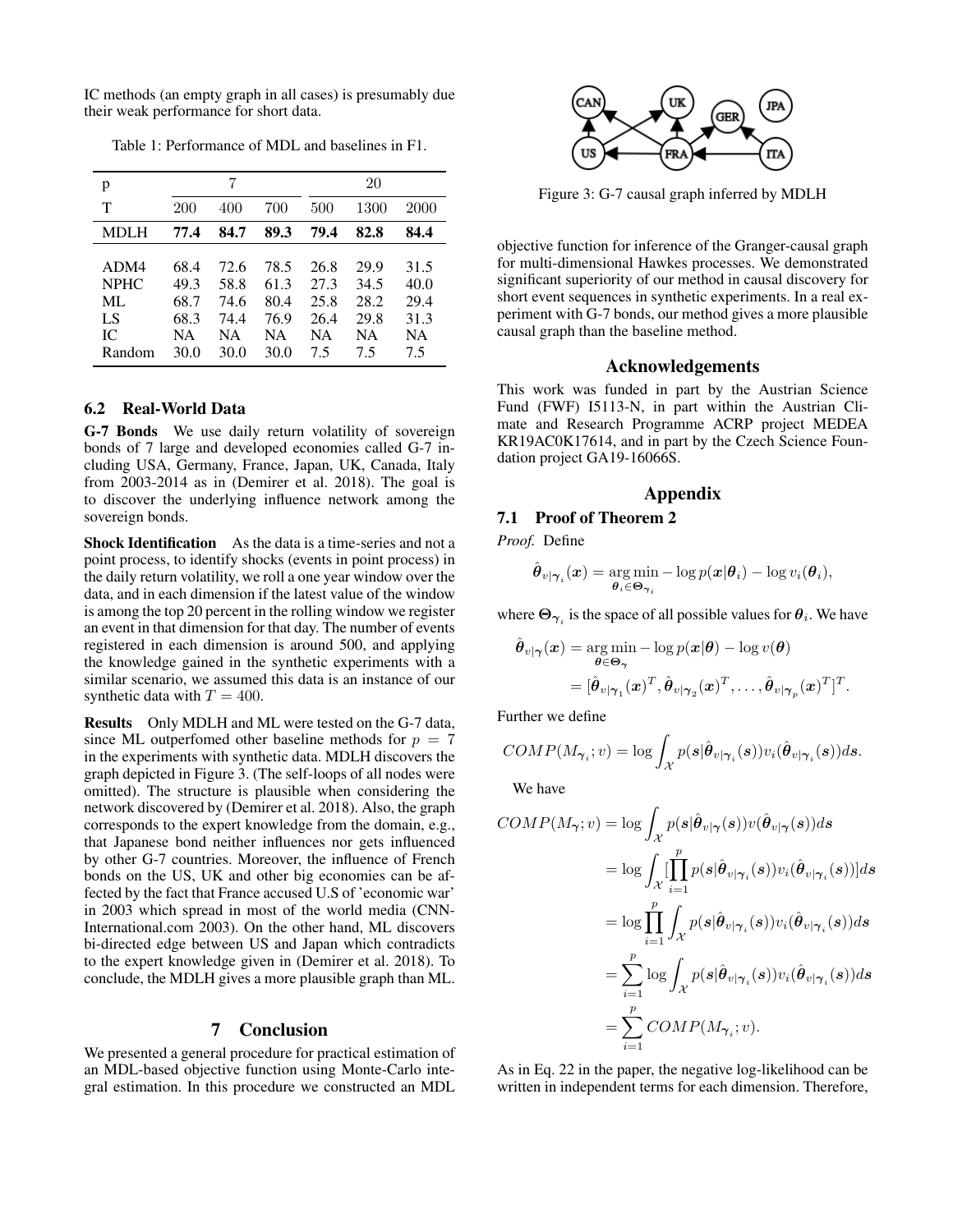IC methods (an empty graph in all cases) is presumably due their weak performance for short data.

Table 1: Performance of MDL and baselines in F1.

| p | 7 | | | 20 | | |
|---|---|---|---|---|---|---|
| T | 200 | 400 | 700 | 500 | 1300 | 2000 |
| MDLH | **77.4** | **84.7** | **89.3** | **79.4** | **82.8** | **84.4** |
| ADM4 | 68.4 | 72.6 | 78.5 | 26.8 | 29.9 | 31.5 |
| NPHC | 49.3 | 58.8 | 61.3 | 27.3 | 34.5 | 40.0 |
| ML | 68.7 | 74.6 | 80.4 | 25.8 | 28.2 | 29.4 |
| LS | 68.3 | 74.4 | 76.9 | 26.4 | 29.8 | 31.3 |
| IC | NA | NA | NA | NA | NA | NA |
| Random | 30.0 | 30.0 | 30.0 | 7.5 | 7.5 | 7.5 |

### 6.2 Real-World Data

**G-7 Bonds** We use daily return volatility of sovereign bonds of 7 large and developed economies called G-7 including USA, Germany, France, Japan, UK, Canada, Italy from 2003-2014 as in (Demirer et al. 2018). The goal is to discover the underlying influence network among the sovereign bonds.

**Shock Identification** As the data is a time-series and not a point process, to identify shocks (events in point process) in the daily return volatility, we roll a one year window over the data, and in each dimension if the latest value of the window is among the top 20 percent in the rolling window we register an event in that dimension for that day. The number of events registered in each dimension is around 500, and applying the knowledge gained in the synthetic experiments with a similar scenario, we assumed this data is an instance of our synthetic data with $T = 400$.

**Results** Only MDLH and ML were tested on the G-7 data, since ML outperfomed other baseline methods for $p = 7$ in the experiments with synthetic data. MDLH discovers the graph depicted in Figure 3. (The self-loops of all nodes were omitted). The structure is plausible when considering the network discovered by (Demirer et al. 2018). Also, the graph corresponds to the expert knowledge from the domain, e.g., that Japanese bond neither influences nor gets influenced by other G-7 countries. Moreover, the influence of French bonds on the US, UK and other big economies can be affected by the fact that France accused U.S of 'economic war' in 2003 which spread in most of the world media (CNN-International.com 2003). On the other hand, ML discovers bi-directed edge between US and Japan which contradicts to the expert knowledge given in (Demirer et al. 2018). To conclude, the MDLH gives a more plausible graph than ML.

## 7 Conclusion

We presented a general procedure for practical estimation of an MDL-based objective function using Monte-Carlo integral estimation. In this procedure we constructed an MDL objective function for inference of the Granger-causal graph for multi-dimensional Hawkes processes. We demonstrated significant superiority of our method in causal discovery for short event sequences in synthetic experiments. In a real experiment with G-7 bonds, our method gives a more plausible causal graph than the baseline method.

Figure 3: G-7 causal graph inferred by MDLH

## Acknowledgements

This work was funded in part by the Austrian Science Fund (FWF) I5113-N, in part within the Austrian Climate and Research Programme ACRP project MEDEA KR19AC0K17614, and in part by the Czech Science Foundation project GA19-16066S.

## Appendix

### 7.1 Proof of Theorem 2

*Proof.* Define

$$\hat{\boldsymbol{\theta}}_{v|\boldsymbol{\gamma}_i}(\boldsymbol{x}) = \underset{\boldsymbol{\theta}_i \in \boldsymbol{\Theta}_{\boldsymbol{\gamma}_i}}{\arg\min} -\log p(\boldsymbol{x}|\boldsymbol{\theta}_i) - \log v_i(\boldsymbol{\theta}_i),$$

where $\boldsymbol{\Theta}_{\boldsymbol{\gamma}_i}$ is the space of all possible values for $\boldsymbol{\theta}_i$. We have

$$\begin{aligned}\hat{\boldsymbol{\theta}}_{v|\boldsymbol{\gamma}}(\boldsymbol{x}) &= \underset{\boldsymbol{\theta} \in \boldsymbol{\Theta}_{\boldsymbol{\gamma}}}{\arg\min} -\log p(\boldsymbol{x}|\boldsymbol{\theta}) - \log v(\boldsymbol{\theta}) \\ &= [\hat{\boldsymbol{\theta}}_{v|\boldsymbol{\gamma}_1}(\boldsymbol{x})^T, \hat{\boldsymbol{\theta}}_{v|\boldsymbol{\gamma}_2}(\boldsymbol{x})^T, \ldots, \hat{\boldsymbol{\theta}}_{v|\boldsymbol{\gamma}_p}(\boldsymbol{x})^T]^T.\end{aligned}$$

Further we define

$$COMP(M_{\boldsymbol{\gamma}_i}; v) = \log \int_{\mathcal{X}} p(\boldsymbol{s}|\hat{\boldsymbol{\theta}}_{v|\boldsymbol{\gamma}_i}(\boldsymbol{s})) v_i(\hat{\boldsymbol{\theta}}_{v|\boldsymbol{\gamma}_i}(\boldsymbol{s})) d\boldsymbol{s}.$$

We have

$$\begin{aligned}COMP(M_{\boldsymbol{\gamma}}; v) &= \log \int_{\mathcal{X}} p(\boldsymbol{s}|\hat{\boldsymbol{\theta}}_{v|\boldsymbol{\gamma}}(\boldsymbol{s})) v(\hat{\boldsymbol{\theta}}_{v|\boldsymbol{\gamma}}(\boldsymbol{s})) d\boldsymbol{s} \\ &= \log \int_{\mathcal{X}} [\prod_{i=1}^{p} p(\boldsymbol{s}|\hat{\boldsymbol{\theta}}_{v|\boldsymbol{\gamma}_i}(\boldsymbol{s})) v_i(\hat{\boldsymbol{\theta}}_{v|\boldsymbol{\gamma}_i}(\boldsymbol{s}))] d\boldsymbol{s} \\ &= \log \prod_{i=1}^{p} \int_{\mathcal{X}} p(\boldsymbol{s}|\hat{\boldsymbol{\theta}}_{v|\boldsymbol{\gamma}_i}(\boldsymbol{s})) v_i(\hat{\boldsymbol{\theta}}_{v|\boldsymbol{\gamma}_i}(\boldsymbol{s})) d\boldsymbol{s} \\ &= \sum_{i=1}^{p} \log \int_{\mathcal{X}} p(\boldsymbol{s}|\hat{\boldsymbol{\theta}}_{v|\boldsymbol{\gamma}_i}(\boldsymbol{s})) v_i(\hat{\boldsymbol{\theta}}_{v|\boldsymbol{\gamma}_i}(\boldsymbol{s})) d\boldsymbol{s} \\ &= \sum_{i=1}^{p} COMP(M_{\boldsymbol{\gamma}_i}; v).\end{aligned}$$

As in Eq. 22 in the paper, the negative log-likelihood can be written in independent terms for each dimension. Therefore,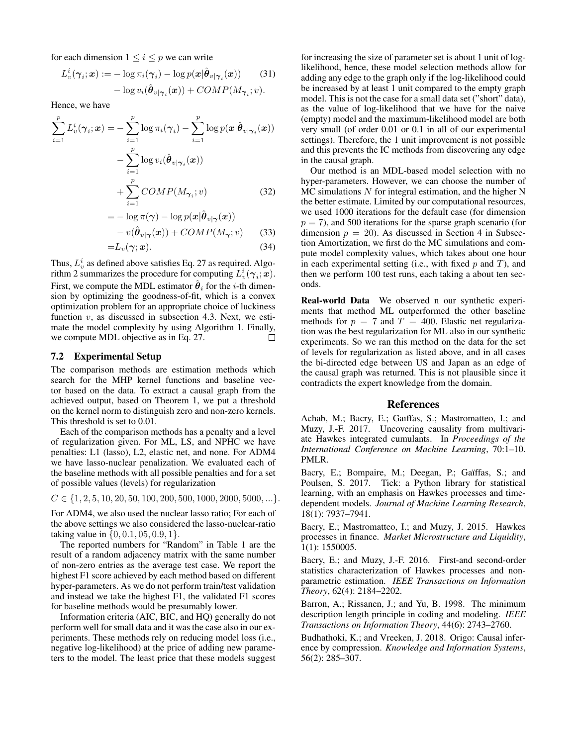for each dimension $1 \leq i \leq p$ we can write

$$L_v^i(\boldsymbol{\gamma}_i; \boldsymbol{x}) := -\log \pi_i(\boldsymbol{\gamma}_i) - \log p(\boldsymbol{x}|\hat{\boldsymbol{\theta}}_{v|\boldsymbol{\gamma}_i}(\boldsymbol{x})) - \log v_i(\hat{\boldsymbol{\theta}}_{v|\boldsymbol{\gamma}_i}(\boldsymbol{x})) + COMP(M_{\boldsymbol{\gamma}_i}; v). \tag{31}$$

Hence, we have

$$\begin{aligned}
\sum_{i=1}^{p} L_v^i(\boldsymbol{\gamma}_i; \boldsymbol{x}) &= -\sum_{i=1}^{p} \log \pi_i(\boldsymbol{\gamma}_i) - \sum_{i=1}^{p} \log p(\boldsymbol{x}|\hat{\boldsymbol{\theta}}_{v|\boldsymbol{\gamma}_i}(\boldsymbol{x})) \\
&\quad - \sum_{i=1}^{p} \log v_i(\hat{\boldsymbol{\theta}}_{v|\boldsymbol{\gamma}_i}(\boldsymbol{x})) \\
&\quad + \sum_{i=1}^{p} COMP(M_{\boldsymbol{\gamma}_i}; v) \qquad (32) \\
&= -\log \pi(\boldsymbol{\gamma}) - \log p(\boldsymbol{x}|\hat{\boldsymbol{\theta}}_{v|\boldsymbol{\gamma}}(\boldsymbol{x})) \\
&\quad - v(\hat{\boldsymbol{\theta}}_{v|\boldsymbol{\gamma}}(\boldsymbol{x})) + COMP(M_{\boldsymbol{\gamma}}; v) \qquad (33) \\
&= L_v(\boldsymbol{\gamma}; \boldsymbol{x}). \qquad (34)
\end{aligned}$$

Thus, $L_v^i$ as defined above satisfies Eq. 27 as required. Algorithm 2 summarizes the procedure for computing $L_v^i(\boldsymbol{\gamma}_i; \boldsymbol{x})$. First, we compute the MDL estimator $\hat{\boldsymbol{\theta}}_i$ for the $i$-th dimension by optimizing the goodness-of-fit, which is a convex optimization problem for an appropriate choice of luckiness function $v$, as discussed in subsection 4.3. Next, we estimate the model complexity by using Algorithm 1. Finally, we compute MDL objective as in Eq. 27. □

## 7.2 Experimental Setup

The comparison methods are estimation methods which search for the MHP kernel functions and baseline vector based on the data. To extract a causal graph from the achieved output, based on Theorem 1, we put a threshold on the kernel norm to distinguish zero and non-zero kernels. This threshold is set to 0.01.

Each of the comparison methods has a penalty and a level of regularization given. For ML, LS, and NPHC we have penalties: L1 (lasso), L2, elastic net, and none. For ADM4 we have lasso-nuclear penalization. We evaluated each of the baseline methods with all possible penalties and for a set of possible values (levels) for regularization

$$C \in \{1, 2, 5, 10, 20, 50, 100, 200, 500, 1000, 2000, 5000, ...\}.$$

For ADM4, we also used the nuclear lasso ratio; For each of the above settings we also considered the lasso-nuclear-ratio taking value in $\{0, 0.1, 05, 0.9, 1\}$.

The reported numbers for "Random" in Table 1 are the result of a random adjacency matrix with the same number of non-zero entries as the average test case. We report the highest F1 score achieved by each method based on different hyper-parameters. As we do not perform train/test validation and instead we take the highest F1, the validated F1 scores for baseline methods would be presumably lower.

Information criteria (AIC, BIC, and HQ) generally do not perform well for small data and it was the case also in our experiments. These methods rely on reducing model loss (i.e., negative log-likelihood) at the price of adding new parameters to the model. The least price that these models suggest for increasing the size of parameter set is about 1 unit of log-likelihood, hence, these model selection methods allow for adding any edge to the graph only if the log-likelihood could be increased by at least 1 unit compared to the empty graph model. This is not the case for a small data set ("short" data), as the value of log-likelihood that we have for the naive (empty) model and the maximum-likelihood model are both very small (of order 0.01 or 0.1 in all of our experimental settings). Therefore, the 1 unit improvement is not possible and this prevents the IC methods from discovering any edge in the causal graph.

Our method is an MDL-based model selection with no hyper-parameters. However, we can choose the number of MC simulations $N$ for integral estimation, and the higher N the better estimate. Limited by our computational resources, we used 1000 iterations for the default case (for dimension $p = 7$), and 500 iterations for the sparse graph scenario (for dimension $p = 20$). As discussed in Section 4 in Subsection Amortization, we first do the MC simulations and compute model complexity values, which takes about one hour in each experimental setting (i.e., with fixed $p$ and $T$), and then we perform 100 test runs, each taking a about ten seconds.

**Real-world Data** We observed n our synthetic experiments that method ML outperformed the other baseline methods for $p = 7$ and $T = 400$. Elastic net regularization was the best regularization for ML also in our synthetic experiments. So we ran this method on the data for the set of levels for regularization as listed above, and in all cases the bi-directed edge between US and Japan as an edge of the causal graph was returned. This is not plausible since it contradicts the expert knowledge from the domain.

## References

Achab, M.; Bacry, E.; Gaıffas, S.; Mastromatteo, I.; and Muzy, J.-F. 2017. Uncovering causality from multivariate Hawkes integrated cumulants. In *Proceedings of the International Conference on Machine Learning*, 70:1–10. PMLR.

Bacry, E.; Bompaire, M.; Deegan, P.; Gaïffas, S.; and Poulsen, S. 2017. Tick: a Python library for statistical learning, with an emphasis on Hawkes processes and time-dependent models. *Journal of Machine Learning Research*, 18(1): 7937–7941.

Bacry, E.; Mastromatteo, I.; and Muzy, J. 2015. Hawkes processes in finance. *Market Microstructure and Liquidity*, 1(1): 1550005.

Bacry, E.; and Muzy, J.-F. 2016. First-and second-order statistics characterization of Hawkes processes and non-parametric estimation. *IEEE Transactions on Information Theory*, 62(4): 2184–2202.

Barron, A.; Rissanen, J.; and Yu, B. 1998. The minimum description length principle in coding and modeling. *IEEE Transactions on Information Theory*, 44(6): 2743–2760.

Budhathoki, K.; and Vreeken, J. 2018. Origo: Causal inference by compression. *Knowledge and Information Systems*, 56(2): 285–307.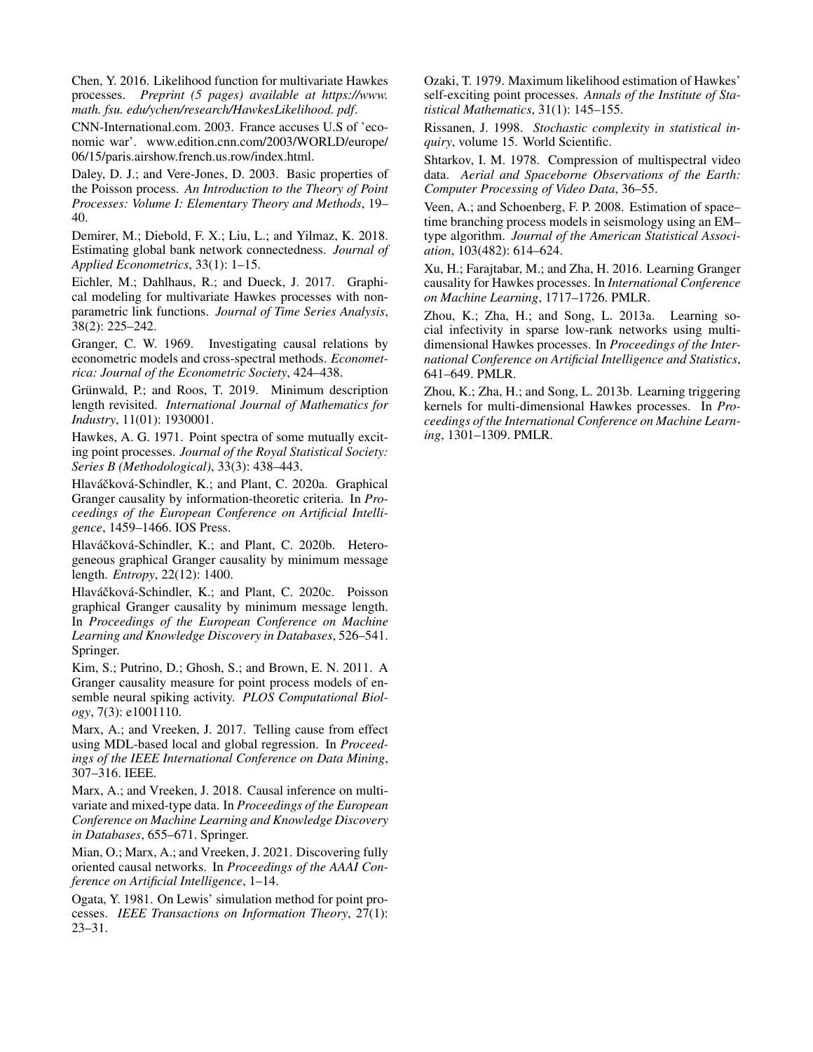Chen, Y. 2016. Likelihood function for multivariate Hawkes processes. *Preprint (5 pages) available at https://www. math. fsu. edu/ychen/research/HawkesLikelihood. pdf*.

CNN-International.com. 2003. France accuses U.S of 'economic war'. www.edition.cnn.com/2003/WORLD/europe/06/15/paris.airshow.french.us.row/index.html.

Daley, D. J.; and Vere-Jones, D. 2003. Basic properties of the Poisson process. *An Introduction to the Theory of Point Processes: Volume I: Elementary Theory and Methods*, 19–40.

Demirer, M.; Diebold, F. X.; Liu, L.; and Yilmaz, K. 2018. Estimating global bank network connectedness. *Journal of Applied Econometrics*, 33(1): 1–15.

Eichler, M.; Dahlhaus, R.; and Dueck, J. 2017. Graphical modeling for multivariate Hawkes processes with nonparametric link functions. *Journal of Time Series Analysis*, 38(2): 225–242.

Granger, C. W. 1969. Investigating causal relations by econometric models and cross-spectral methods. *Econometrica: Journal of the Econometric Society*, 424–438.

Grünwald, P.; and Roos, T. 2019. Minimum description length revisited. *International Journal of Mathematics for Industry*, 11(01): 1930001.

Hawkes, A. G. 1971. Point spectra of some mutually exciting point processes. *Journal of the Royal Statistical Society: Series B (Methodological)*, 33(3): 438–443.

Hlaváčková-Schindler, K.; and Plant, C. 2020a. Graphical Granger causality by information-theoretic criteria. In *Proceedings of the European Conference on Artificial Intelligence*, 1459–1466. IOS Press.

Hlaváčková-Schindler, K.; and Plant, C. 2020b. Heterogeneous graphical Granger causality by minimum message length. *Entropy*, 22(12): 1400.

Hlaváčková-Schindler, K.; and Plant, C. 2020c. Poisson graphical Granger causality by minimum message length. In *Proceedings of the European Conference on Machine Learning and Knowledge Discovery in Databases*, 526–541. Springer.

Kim, S.; Putrino, D.; Ghosh, S.; and Brown, E. N. 2011. A Granger causality measure for point process models of ensemble neural spiking activity. *PLOS Computational Biology*, 7(3): e1001110.

Marx, A.; and Vreeken, J. 2017. Telling cause from effect using MDL-based local and global regression. In *Proceedings of the IEEE International Conference on Data Mining*, 307–316. IEEE.

Marx, A.; and Vreeken, J. 2018. Causal inference on multivariate and mixed-type data. In *Proceedings of the European Conference on Machine Learning and Knowledge Discovery in Databases*, 655–671. Springer.

Mian, O.; Marx, A.; and Vreeken, J. 2021. Discovering fully oriented causal networks. In *Proceedings of the AAAI Conference on Artificial Intelligence*, 1–14.

Ogata, Y. 1981. On Lewis' simulation method for point processes. *IEEE Transactions on Information Theory*, 27(1): 23–31.

Ozaki, T. 1979. Maximum likelihood estimation of Hawkes' self-exciting point processes. *Annals of the Institute of Statistical Mathematics*, 31(1): 145–155.

Rissanen, J. 1998. *Stochastic complexity in statistical inquiry*, volume 15. World Scientific.

Shtarkov, I. M. 1978. Compression of multispectral video data. *Aerial and Spaceborne Observations of the Earth: Computer Processing of Video Data*, 36–55.

Veen, A.; and Schoenberg, F. P. 2008. Estimation of space–time branching process models in seismology using an EM–type algorithm. *Journal of the American Statistical Association*, 103(482): 614–624.

Xu, H.; Farajtabar, M.; and Zha, H. 2016. Learning Granger causality for Hawkes processes. In *International Conference on Machine Learning*, 1717–1726. PMLR.

Zhou, K.; Zha, H.; and Song, L. 2013a. Learning social infectivity in sparse low-rank networks using multi-dimensional Hawkes processes. In *Proceedings of the International Conference on Artificial Intelligence and Statistics*, 641–649. PMLR.

Zhou, K.; Zha, H.; and Song, L. 2013b. Learning triggering kernels for multi-dimensional Hawkes processes. In *Proceedings of the International Conference on Machine Learning*, 1301–1309. PMLR.